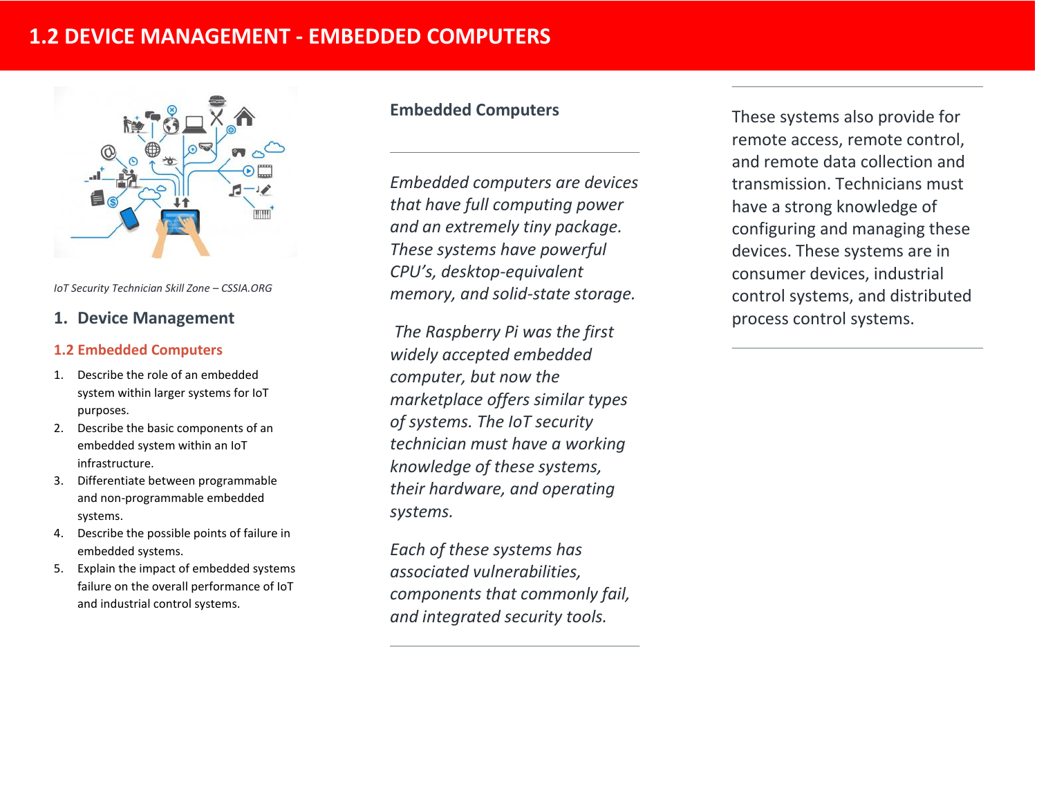# 1.2 DEVICE MANAGEMENT - EMBEDDED COMPUTERS

*IoT Security Technician Skill Zone – CSSIA.ORG*

## 1. Device Management

### 1.2 Embedded Computers

1. Describe the role of an embedded system within larger systems for IoT purposes.
2. Describe the basic components of an embedded system within an IoT infrastructure.
3. Differentiate between programmable and non-programmable embedded systems.
4. Describe the possible points of failure in embedded systems.
5. Explain the impact of embedded systems failure on the overall performance of IoT and industrial control systems.

### Embedded Computers

*Embedded computers are devices that have full computing power and an extremely tiny package. These systems have powerful CPU's, desktop-equivalent memory, and solid-state storage.*

*The Raspberry Pi was the first widely accepted embedded computer, but now the marketplace offers similar types of systems. The IoT security technician must have a working knowledge of these systems, their hardware, and operating systems.*

*Each of these systems has associated vulnerabilities, components that commonly fail, and integrated security tools.*

These systems also provide for remote access, remote control, and remote data collection and transmission. Technicians must have a strong knowledge of configuring and managing these devices. These systems are in consumer devices, industrial control systems, and distributed process control systems.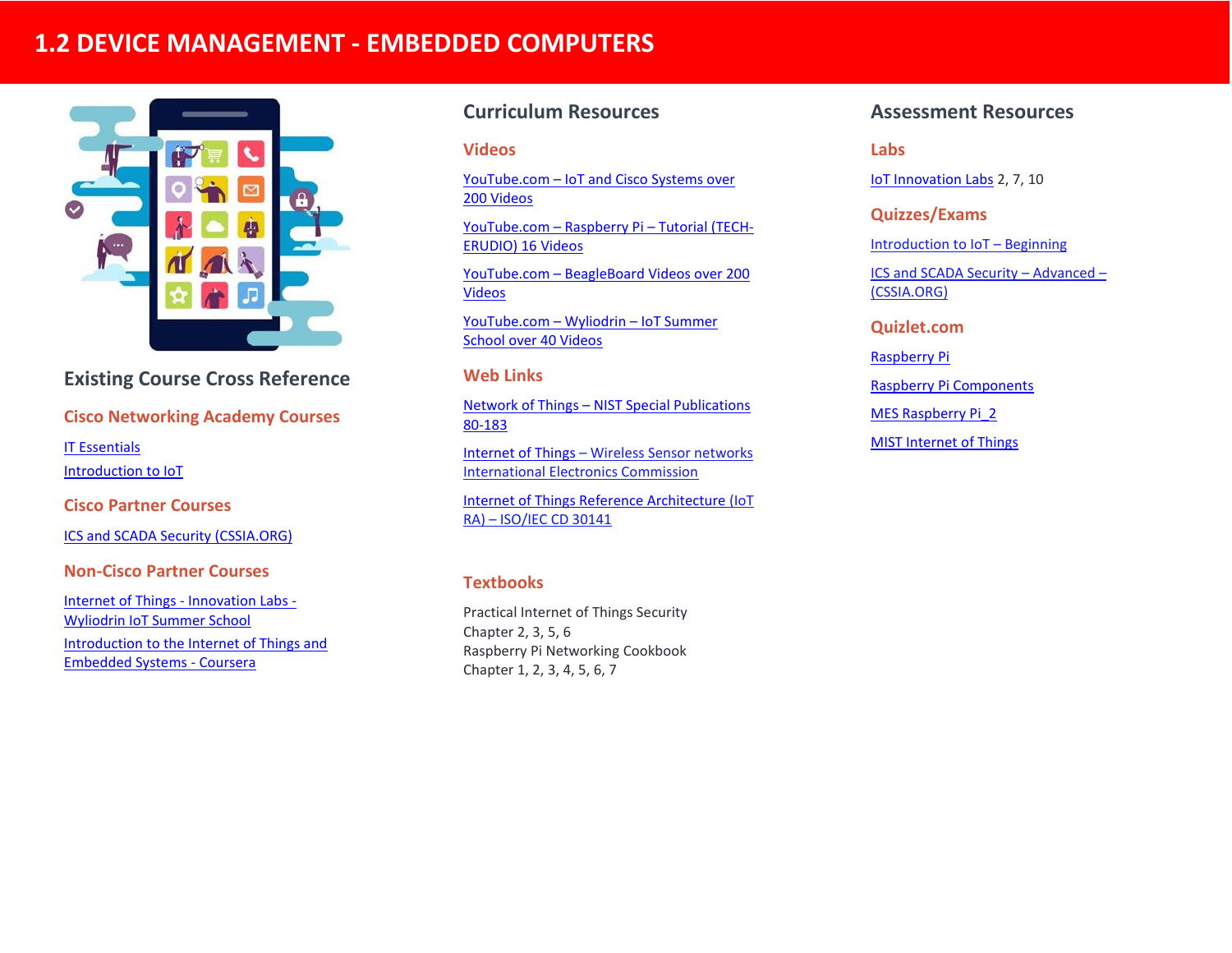# 1.2 DEVICE MANAGEMENT - EMBEDDED COMPUTERS

## Existing Course Cross Reference

### Cisco Networking Academy Courses

IT Essentials

Introduction to IoT

### Cisco Partner Courses

ICS and SCADA Security (CSSIA.ORG)

### Non-Cisco Partner Courses

Internet of Things - Innovation Labs - Wyliodrin IoT Summer School

Introduction to the Internet of Things and Embedded Systems - Coursera

## Curriculum Resources

### Videos

YouTube.com – IoT and Cisco Systems over 200 Videos

YouTube.com – Raspberry Pi – Tutorial (TECH-ERUDIO) 16 Videos

YouTube.com – BeagleBoard Videos over 200 Videos

YouTube.com – Wyliodrin – IoT Summer School over 40 Videos

### Web Links

Network of Things – NIST Special Publications 80-183

Internet of Things – Wireless Sensor networks International Electronics Commission

Internet of Things Reference Architecture (IoT RA) – ISO/IEC CD 30141

### Textbooks

Practical Internet of Things Security
Chapter 2, 3, 5, 6
Raspberry Pi Networking Cookbook
Chapter 1, 2, 3, 4, 5, 6, 7

## Assessment Resources

### Labs

IoT Innovation Labs 2, 7, 10

### Quizzes/Exams

Introduction to IoT – Beginning

ICS and SCADA Security – Advanced – (CSSIA.ORG)

### Quizlet.com

Raspberry Pi

Raspberry Pi Components

MES Raspberry Pi_2

MIST Internet of Things